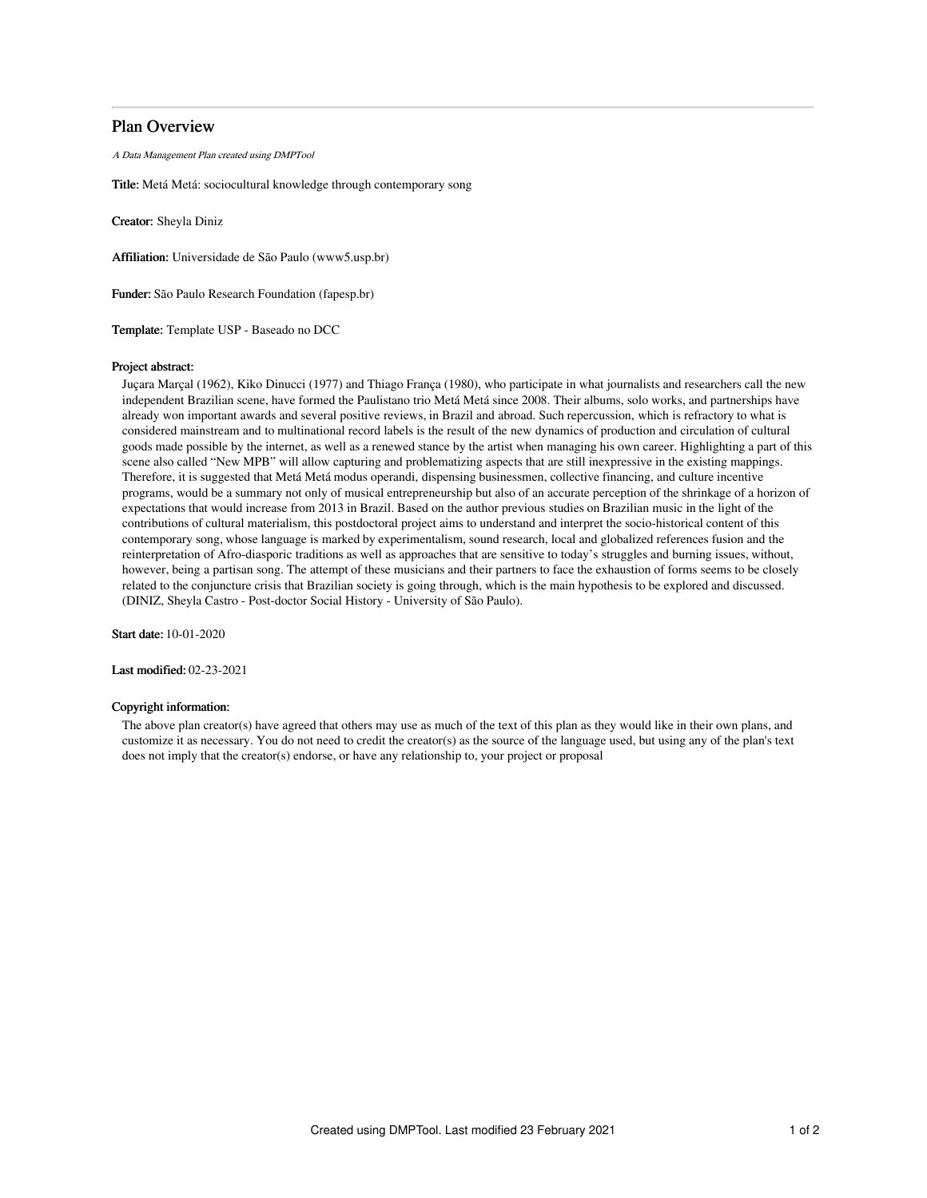# Plan Overview

*A Data Management Plan created using DMPTool*

**Title:** Metá Metá: sociocultural knowledge through contemporary song

**Creator:** Sheyla Diniz

**Affiliation:** Universidade de São Paulo (www5.usp.br)

**Funder:** São Paulo Research Foundation (fapesp.br)

**Template:** Template USP - Baseado no DCC

**Project abstract:**

Juçara Marçal (1962), Kiko Dinucci (1977) and Thiago França (1980), who participate in what journalists and researchers call the new independent Brazilian scene, have formed the Paulistano trio Metá Metá since 2008. Their albums, solo works, and partnerships have already won important awards and several positive reviews, in Brazil and abroad. Such repercussion, which is refractory to what is considered mainstream and to multinational record labels is the result of the new dynamics of production and circulation of cultural goods made possible by the internet, as well as a renewed stance by the artist when managing his own career. Highlighting a part of this scene also called "New MPB" will allow capturing and problematizing aspects that are still inexpressive in the existing mappings. Therefore, it is suggested that Metá Metá modus operandi, dispensing businessmen, collective financing, and culture incentive programs, would be a summary not only of musical entrepreneurship but also of an accurate perception of the shrinkage of a horizon of expectations that would increase from 2013 in Brazil. Based on the author previous studies on Brazilian music in the light of the contributions of cultural materialism, this postdoctoral project aims to understand and interpret the socio-historical content of this contemporary song, whose language is marked by experimentalism, sound research, local and globalized references fusion and the reinterpretation of Afro-diasporic traditions as well as approaches that are sensitive to today's struggles and burning issues, without, however, being a partisan song. The attempt of these musicians and their partners to face the exhaustion of forms seems to be closely related to the conjuncture crisis that Brazilian society is going through, which is the main hypothesis to be explored and discussed. (DINIZ, Sheyla Castro - Post-doctor Social History - University of São Paulo).

**Start date:** 10-01-2020

**Last modified:** 02-23-2021

**Copyright information:**

The above plan creator(s) have agreed that others may use as much of the text of this plan as they would like in their own plans, and customize it as necessary. You do not need to credit the creator(s) as the source of the language used, but using any of the plan's text does not imply that the creator(s) endorse, or have any relationship to, your project or proposal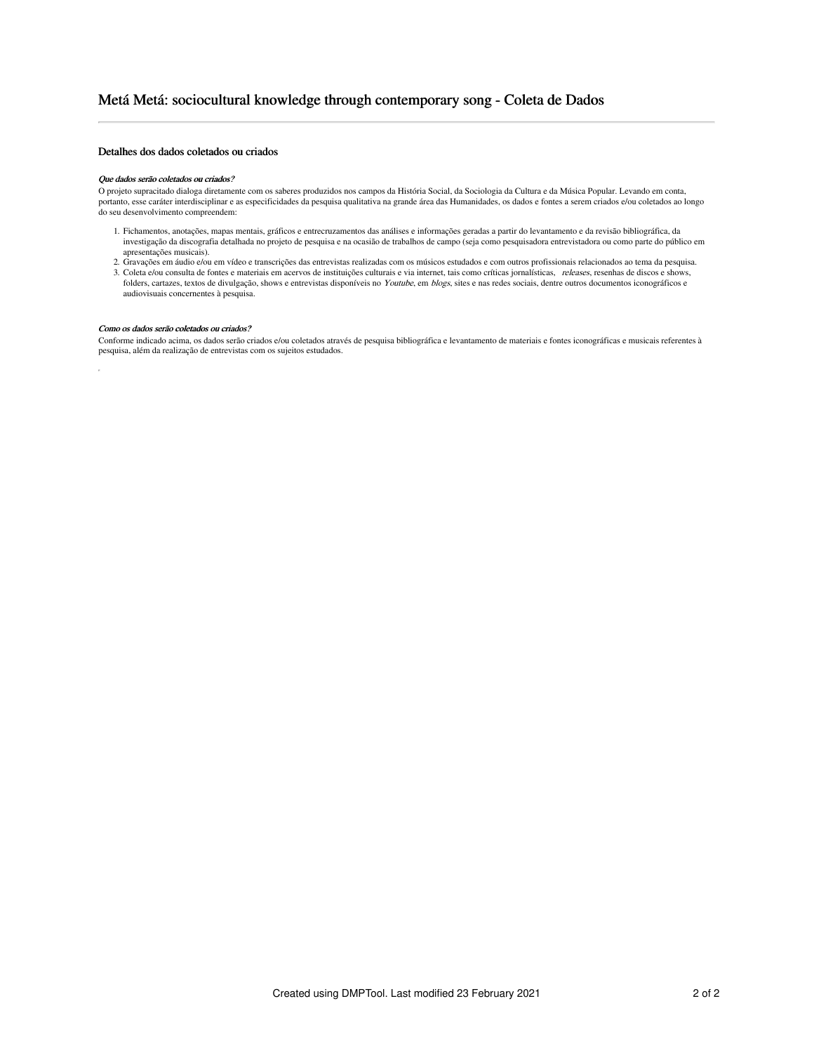# Metá Metá: sociocultural knowledge through contemporary song - Coleta de Dados

## Detalhes dos dados coletados ou criados

***Que dados serão coletados ou criados?***

O projeto supracitado dialoga diretamente com os saberes produzidos nos campos da História Social, da Sociologia da Cultura e da Música Popular. Levando em conta, portanto, esse caráter interdisciplinar e as especificidades da pesquisa qualitativa na grande área das Humanidades, os dados e fontes a serem criados e/ou coletados ao longo do seu desenvolvimento compreendem:

1. Fichamentos, anotações, mapas mentais, gráficos e entrecruzamentos das análises e informações geradas a partir do levantamento e da revisão bibliográfica, da investigação da discografia detalhada no projeto de pesquisa e na ocasião de trabalhos de campo (seja como pesquisadora entrevistadora ou como parte do público em apresentações musicais).
2. Gravações em áudio e/ou em vídeo e transcrições das entrevistas realizadas com os músicos estudados e com outros profissionais relacionados ao tema da pesquisa.
3. Coleta e/ou consulta de fontes e materiais em acervos de instituições culturais e via internet, tais como críticas jornalísticas, *releases*, resenhas de discos e shows, folders, cartazes, textos de divulgação, shows e entrevistas disponíveis no *Youtube*, em *blogs*, sites e nas redes sociais, dentre outros documentos iconográficos e audiovisuais concernentes à pesquisa.

***Como os dados serão coletados ou criados?***

Conforme indicado acima, os dados serão criados e/ou coletados através de pesquisa bibliográfica e levantamento de materiais e fontes iconográficas e musicais referentes à pesquisa, além da realização de entrevistas com os sujeitos estudados.

Created using DMPTool. Last modified 23 February 2021